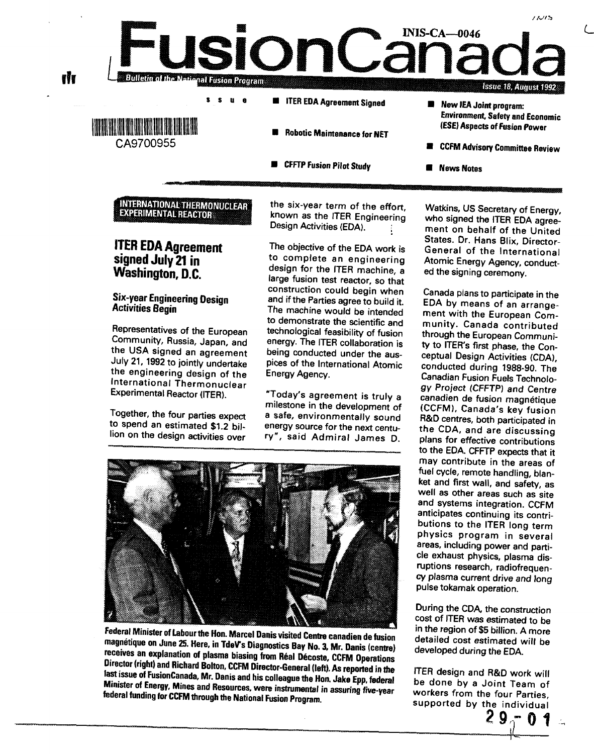INIS-CA—0046

# FusionCanada

Bulletin of the National Fusion Program

Issue 18, August 1992

CA9700955

**Issue**

- **ITER EDA Agreement Signed**
- **Robotic Maintenance for NET**
- **CFFTP Fusion Pilot Study**
- **New IEA Joint program: Environment, Safety and Economic (ESE) Aspects of Fusion Power**
- **CCFM Advisory Committee Review**
- **News Notes**

**INTERNATIONAL THERMONUCLEAR EXPERIMENTAL REACTOR**

## ITER EDA Agreement signed July 21 in Washington, D.C.

### Six-year Engineering Design Activities Begin

Representatives of the European Community, Russia, Japan, and the USA signed an agreement July 21, 1992 to jointly undertake the engineering design of the International Thermonuclear Experimental Reactor (ITER).

Together, the four parties expect to spend an estimated $1.2 billion on the design activities over the six-year term of the effort, known as the ITER Engineering Design Activities (EDA).

The objective of the EDA work is to complete an engineering design for the ITER machine, a large fusion test reactor, so that construction could begin when and if the Parties agree to build it. The machine would be intended to demonstrate the scientific and technological feasibility of fusion energy. The ITER collaboration is being conducted under the auspices of the International Atomic Energy Agency.

"Today's agreement is truly a milestone in the development of a safe, environmentally sound energy source for the next century", said Admiral James D. Watkins, US Secretary of Energy, who signed the ITER EDA agreement on behalf of the United States. Dr. Hans Blix, Director-General of the International Atomic Energy Agency, conducted the signing ceremony.

Canada plans to participate in the EDA by means of an arrangement with the European Community. Canada contributed through the European Community to ITER's first phase, the Conceptual Design Activities (CDA), conducted during 1988-90. The Canadian Fusion Fuels Technology Project (CFFTP) and Centre canadien de fusion magnétique (CCFM), Canada's key fusion R&D centres, both participated in the CDA, and are discussing plans for effective contributions to the EDA. CFFTP expects that it may contribute in the areas of fuel cycle, remote handling, blanket and first wall, and safety, as well as other areas such as site and systems integration. CCFM anticipates continuing its contributions to the ITER long term physics program in several areas, including power and particle exhaust physics, plasma disruptions research, radiofrequency plasma current drive and long pulse tokamak operation.

During the CDA, the construction cost of ITER was estimated to be in the region of $5 billion. A more detailed cost estimated will be developed during the EDA.

ITER design and R&D work will be done by a Joint Team of workers from the four Parties, supported by the individual

**Federal Minister of Labour the Hon. Marcel Danis visited Centre canadien de fusion magnétique on June 25. Here, in TdeV's Diagnostics Bay No. 3, Mr. Danis (centre) receives an explanation of plasma biasing from Réal Décoste, CCFM Operations Director (right) and Richard Bolton, CCFM Director-General (left). As reported in the last issue of FusionCanada, Mr. Danis and his colleague the Hon. Jake Epp, federal Minister of Energy, Mines and Resources, were instrumental in assuring five-year federal funding for CCFM through the National Fusion Program.**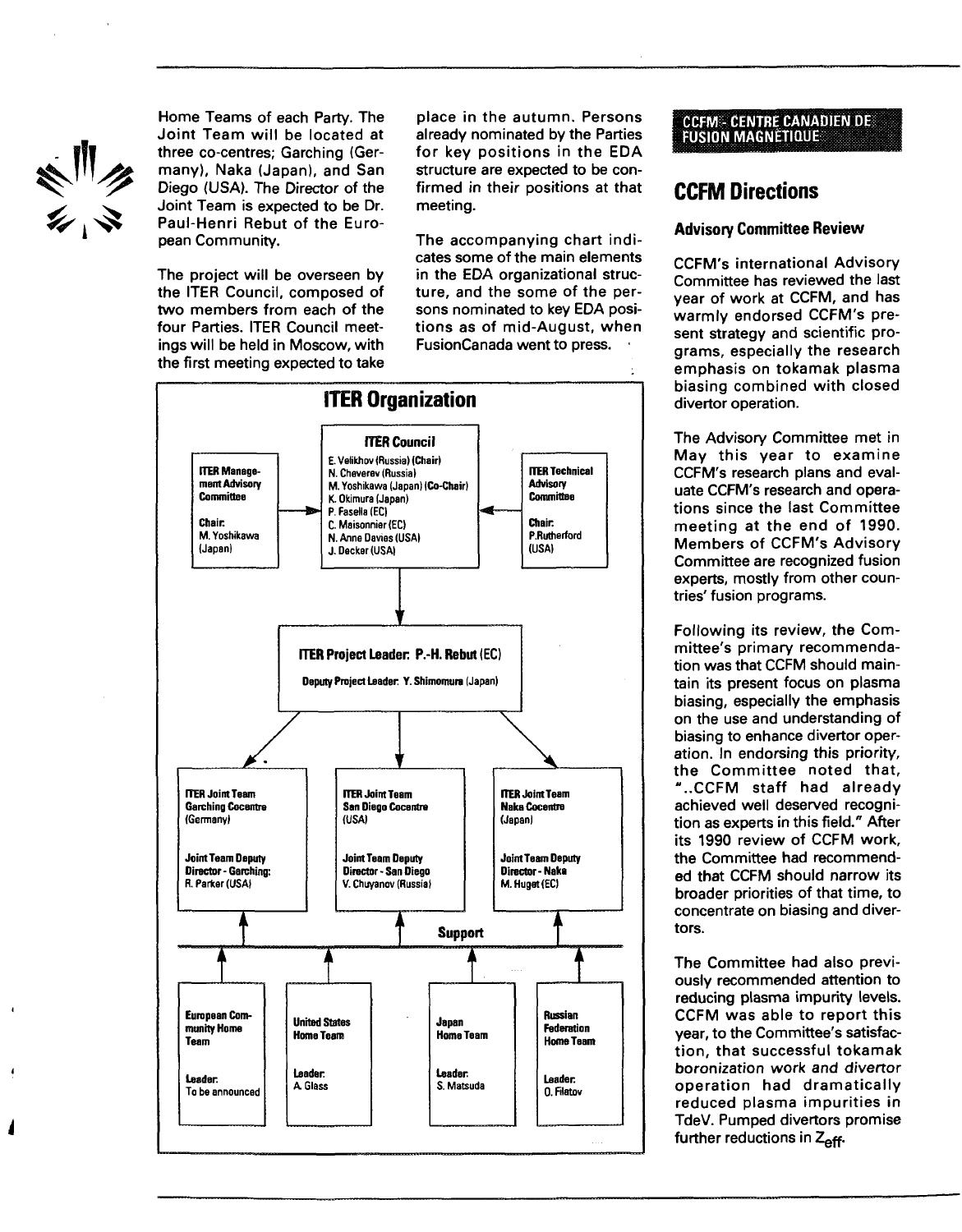Home Teams of each Party. The Joint Team will be located at three co-centres; Garching (Germany), Naka (Japan), and San Diego (USA). The Director of the Joint Team is expected to be Dr. Paul-Henri Rebut of the European Community.

The project will be overseen by the ITER Council, composed of two members from each of the four Parties. ITER Council meetings will be held in Moscow, with the first meeting expected to take place in the autumn. Persons already nominated by the Parties for key positions in the EDA structure are expected to be confirmed in their positions at that meeting.

The accompanying chart indicates some of the main elements in the EDA organizational structure, and the some of the persons nominated to key EDA positions as of mid-August, when FusionCanada went to press.

## ITER Organization

**ITER Council**
E. Velikhov (Russia) (Chair)
N. Cheverev (Russia)
M. Yoshikawa (Japan) (Co-Chair)
K. Okimura (Japan)
P. Fasella (EC)
C. Maisonnier (EC)
N. Anne Davies (USA)
J. Decker (USA)

**ITER Management Advisory Committee**
Chair: M. Yoshikawa (Japan)

**ITER Technical Advisory Committee**
Chair: P.Rutherford (USA)

**ITER Project Leader: P.-H. Rebut** (EC)
Deputy Project Leader: Y. Shimomura (Japan)

**ITER Joint Team Garching Cocentre** (Germany)
Joint Team Deputy Director - Garching: R. Parker (USA)

**ITER Joint Team San Diego Cocentre** (USA)
Joint Team Deputy Director - San Diego: V. Chuyanov (Russia)

**ITER Joint Team Naka Cocentre** (Japan)
Joint Team Deputy Director - Naka: M. Huget (EC)

**Support**

**European Community Home Team**
Leader: To be announced

**United States Home Team**
Leader: A. Glass

**Japan Home Team**
Leader: S. Matsuda

**Russian Federation Home Team**
Leader: O. Filatov

CCFM - CENTRE CANADIEN DE FUSION MAGNÉTIQUE

## CCFM Directions

### Advisory Committee Review

CCFM's international Advisory Committee has reviewed the last year of work at CCFM, and has warmly endorsed CCFM's present strategy and scientific programs, especially the research emphasis on tokamak plasma biasing combined with closed divertor operation.

The Advisory Committee met in May this year to examine CCFM's research plans and evaluate CCFM's research and operations since the last Committee meeting at the end of 1990. Members of CCFM's Advisory Committee are recognized fusion experts, mostly from other countries' fusion programs.

Following its review, the Committee's primary recommendation was that CCFM should maintain its present focus on plasma biasing, especially the emphasis on the use and understanding of biasing to enhance divertor operation. In endorsing this priority, the Committee noted that, "..CCFM staff had already achieved well deserved recognition as experts in this field." After its 1990 review of CCFM work, the Committee had recommended that CCFM should narrow its broader priorities of that time, to concentrate on biasing and divertors.

The Committee had also previously recommended attention to reducing plasma impurity levels. CCFM was able to report this year, to the Committee's satisfaction, that successful tokamak boronization work and divertor operation had dramatically reduced plasma impurities in TdeV. Pumped divertors promise further reductions in $Z_{eff}$.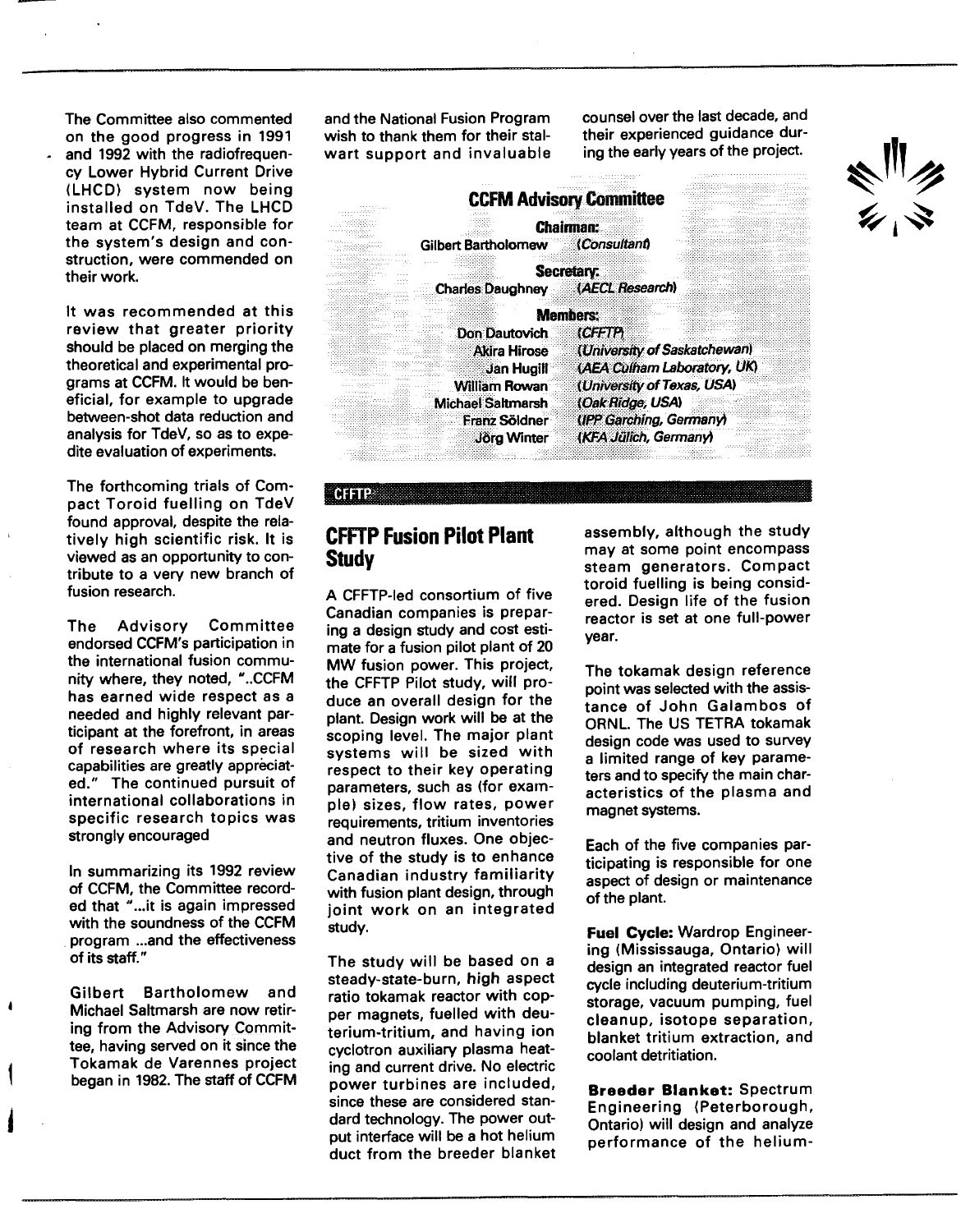The Committee also commented on the good progress in 1991 and 1992 with the radiofrequency Lower Hybrid Current Drive (LHCD) system now being installed on TdeV. The LHCD team at CCFM, responsible for the system's design and construction, were commended on their work.

It was recommended at this review that greater priority should be placed on merging the theoretical and experimental programs at CCFM. It would be beneficial, for example to upgrade between-shot data reduction and analysis for TdeV, so as to expedite evaluation of experiments.

The forthcoming trials of Compact Toroid fuelling on TdeV found approval, despite the relatively high scientific risk. It is viewed as an opportunity to contribute to a very new branch of fusion research.

The Advisory Committee endorsed CCFM's participation in the international fusion community where, they noted, "..CCFM has earned wide respect as a needed and highly relevant participant at the forefront, in areas of research where its special capabilities are greatly appreciated." The continued pursuit of international collaborations in specific research topics was strongly encouraged

In summarizing its 1992 review of CCFM, the Committee recorded that "...it is again impressed with the soundness of the CCFM program ...and the effectiveness of its staff."

Gilbert Bartholomew and Michael Saltmarsh are now retiring from the Advisory Committee, having served on it since the Tokamak de Varennes project began in 1982. The staff of CCFM and the National Fusion Program wish to thank them for their stalwart support and invaluable counsel over the last decade, and their experienced guidance during the early years of the project.

### CCFM Advisory Committee

**Chairman:**
Gilbert Bartholomew *(Consultant)*

**Secretary:**
Charles Daughney *(AECL Research)*

**Members:**
Don Dautovich *(CFFTP)*
Akira Hirose *(University of Saskatchewan)*
Jan Hugill *(AEA Culham Laboratory, UK)*
William Rowan *(University of Texas, USA)*
Michael Saltmarsh *(Oak Ridge, USA)*
Franz Söldner *(IPP Garching, Germany)*
Jörg Winter *(KFA Jülich, Germany)*

CFFTP

## CFFTP Fusion Pilot Plant Study

A CFFTP-led consortium of five Canadian companies is preparing a design study and cost estimate for a fusion pilot plant of 20 MW fusion power. This project, the CFFTP Pilot study, will produce an overall design for the plant. Design work will be at the scoping level. The major plant systems will be sized with respect to their key operating parameters, such as (for example) sizes, flow rates, power requirements, tritium inventories and neutron fluxes. One objective of the study is to enhance Canadian industry familiarity with fusion plant design, through joint work on an integrated study.

The study will be based on a steady-state-burn, high aspect ratio tokamak reactor with copper magnets, fuelled with deuterium-tritium, and having ion cyclotron auxiliary plasma heating and current drive. No electric power turbines are included, since these are considered standard technology. The power output interface will be a hot helium duct from the breeder blanket assembly, although the study may at some point encompass steam generators. Compact toroid fuelling is being considered. Design life of the fusion reactor is set at one full-power year.

The tokamak design reference point was selected with the assistance of John Galambos of ORNL. The US TETRA tokamak design code was used to survey a limited range of key parameters and to specify the main characteristics of the plasma and magnet systems.

Each of the five companies participating is responsible for one aspect of design or maintenance of the plant.

**Fuel Cycle:** Wardrop Engineering (Mississauga, Ontario) will design an integrated reactor fuel cycle including deuterium-tritium storage, vacuum pumping, fuel cleanup, isotope separation, blanket tritium extraction, and coolant detritiation.

**Breeder Blanket:** Spectrum Engineering (Peterborough, Ontario) will design and analyze performance of the helium-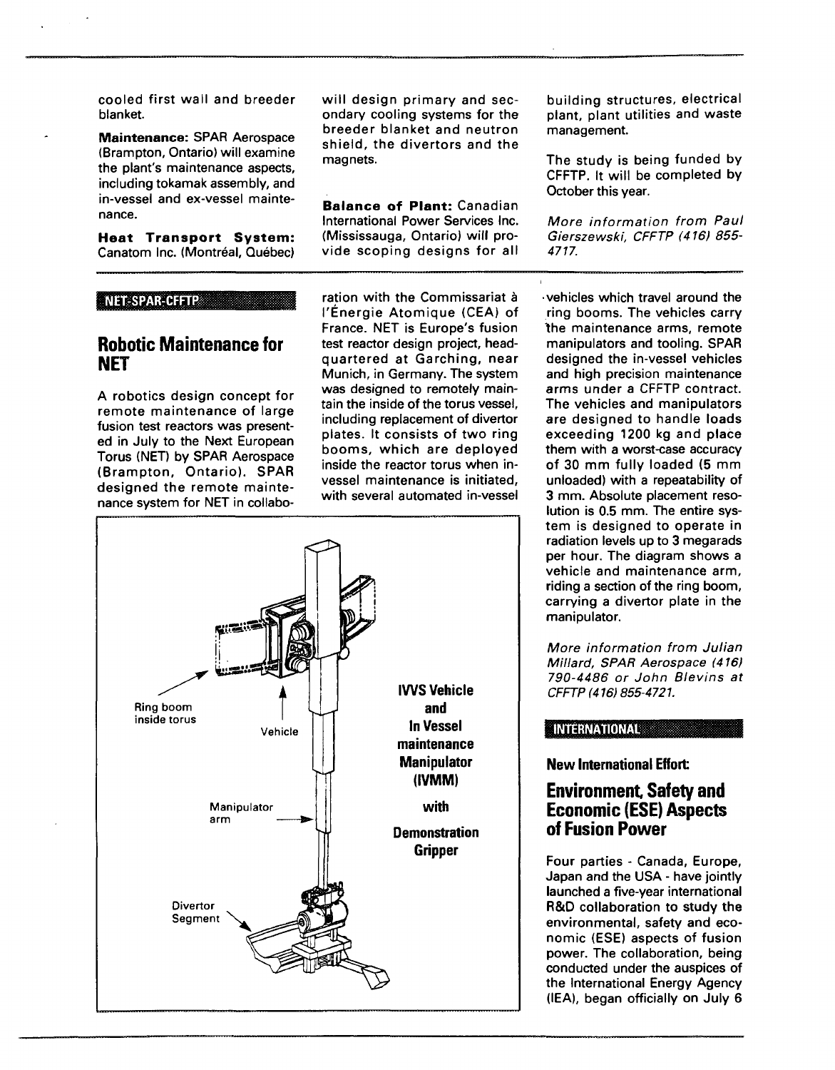cooled first wall and breeder blanket.

**Maintenance:** SPAR Aerospace (Brampton, Ontario) will examine the plant's maintenance aspects, including tokamak assembly, and in-vessel and ex-vessel maintenance.

**Heat Transport System:** Canatom Inc. (Montréal, Québec) will design primary and secondary cooling systems for the breeder blanket and neutron shield, the divertors and the magnets.

**Balance of Plant:** Canadian International Power Services Inc. (Mississauga, Ontario) will provide scoping designs for all building structures, electrical plant, plant utilities and waste management.

The study is being funded by CFFTP. It will be completed by October this year.

*More information from Paul Gierszewski, CFFTP (416) 855-4717.*

---

NET-SPAR-CFFTP

## Robotic Maintenance for NET

A robotics design concept for remote maintenance of large fusion test reactors was presented in July to the Next European Torus (NET) by SPAR Aerospace (Brampton, Ontario). SPAR designed the remote maintenance system for NET in collaboration with the Commissariat à l'Énergie Atomique (CEA) of France. NET is Europe's fusion test reactor design project, headquartered at Garching, near Munich, in Germany. The system was designed to remotely maintain the inside of the torus vessel, including replacement of divertor plates. It consists of two ring booms, which are deployed inside the reactor torus when in-vessel maintenance is initiated, with several automated in-vessel vehicles which travel around the ring booms. The vehicles carry the maintenance arms, remote manipulators and tooling. SPAR designed the in-vessel vehicles and high precision maintenance arms under a CFFTP contract. The vehicles and manipulators are designed to handle loads exceeding 1200 kg and place them with a worst-case accuracy of 30 mm fully loaded (5 mm unloaded) with a repeatability of 3 mm. Absolute placement resolution is 0.5 mm. The entire system is designed to operate in radiation levels up to 3 megarads per hour. The diagram shows a vehicle and maintenance arm, riding a section of the ring boom, carrying a divertor plate in the manipulator.

Ring boom inside torus — Vehicle — Manipulator arm — Divertor Segment

**IVVS Vehicle and In Vessel maintenance Manipulator (IVMM) with Demonstration Gripper**

*More information from Julian Millard, SPAR Aerospace (416) 790-4486 or John Blevins at CFFTP (416) 855-4721.*

---

INTERNATIONAL

**New International Effort:**

## Environment, Safety and Economic (ESE) Aspects of Fusion Power

Four parties - Canada, Europe, Japan and the USA - have jointly launched a five-year international R&D collaboration to study the environmental, safety and economic (ESE) aspects of fusion power. The collaboration, being conducted under the auspices of the International Energy Agency (IEA), began officially on July 6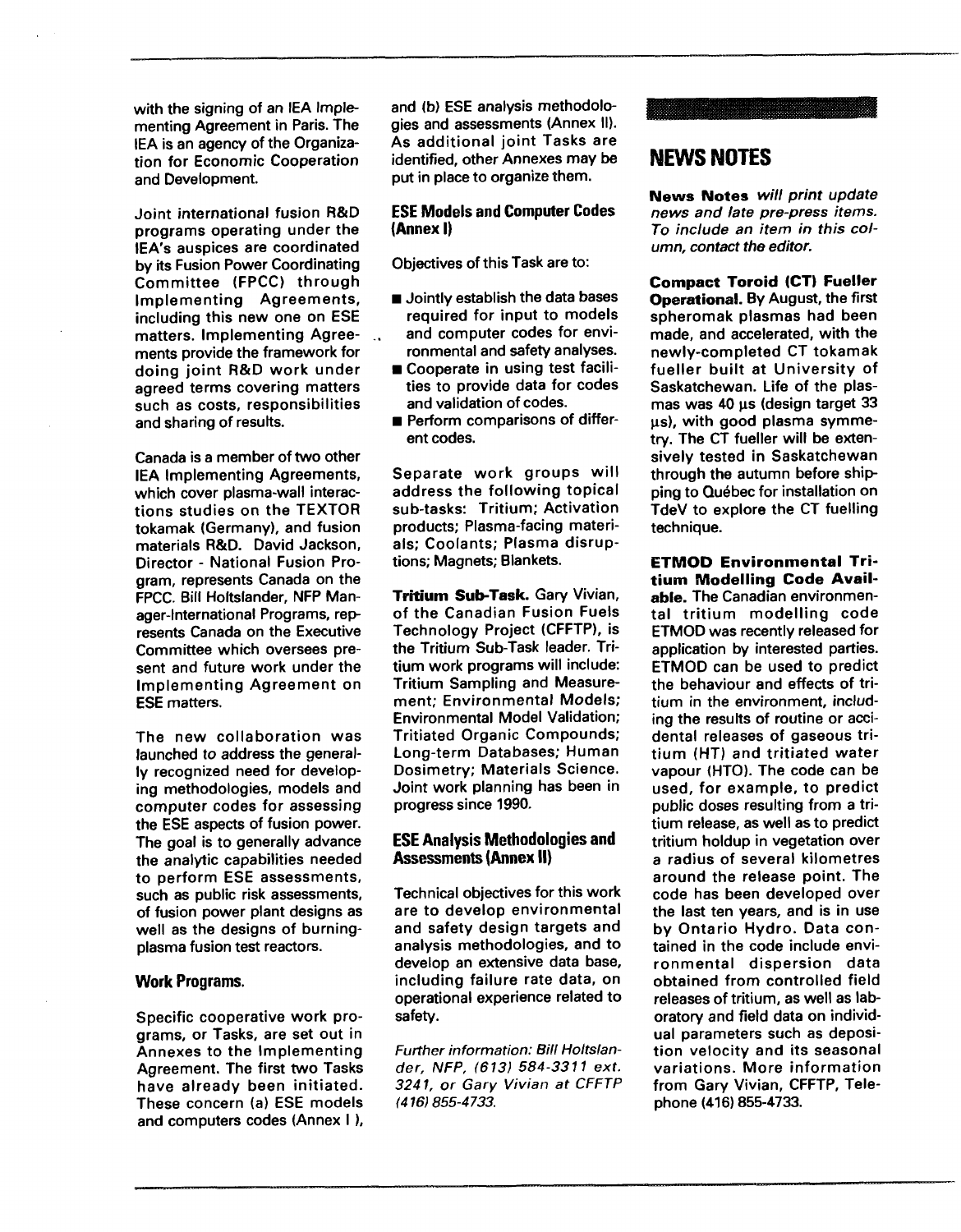with the signing of an IEA Implementing Agreement in Paris. The IEA is an agency of the Organization for Economic Cooperation and Development.

Joint international fusion R&D programs operating under the IEA's auspices are coordinated by its Fusion Power Coordinating Committee (FPCC) through Implementing Agreements, including this new one on ESE matters. Implementing Agreements provide the framework for doing joint R&D work under agreed terms covering matters such as costs, responsibilities and sharing of results.

Canada is a member of two other IEA Implementing Agreements, which cover plasma-wall interactions studies on the TEXTOR tokamak (Germany), and fusion materials R&D. David Jackson, Director - National Fusion Program, represents Canada on the FPCC. Bill Holtslander, NFP Manager-International Programs, represents Canada on the Executive Committee which oversees present and future work under the Implementing Agreement on ESE matters.

The new collaboration was launched to address the generally recognized need for developing methodologies, models and computer codes for assessing the ESE aspects of fusion power. The goal is to generally advance the analytic capabilities needed to perform ESE assessments, such as public risk assessments, of fusion power plant designs as well as the designs of burning-plasma fusion test reactors.

### Work Programs.

Specific cooperative work programs, or Tasks, are set out in Annexes to the Implementing Agreement. The first two Tasks have already been initiated. These concern (a) ESE models and computers codes (Annex I), and (b) ESE analysis methodologies and assessments (Annex II). As additional joint Tasks are identified, other Annexes may be put in place to organize them.

### ESE Models and Computer Codes (Annex I)

Objectives of this Task are to:

- Jointly establish the data bases required for input to models and computer codes for environmental and safety analyses.
- Cooperate in using test facilities to provide data for codes and validation of codes.
- Perform comparisons of different codes.

Separate work groups will address the following topical sub-tasks: Tritium; Activation products; Plasma-facing materials; Coolants; Plasma disruptions; Magnets; Blankets.

**Tritium Sub-Task.** Gary Vivian, of the Canadian Fusion Fuels Technology Project (CFFTP), is the Tritium Sub-Task leader. Tritium work programs will include: Tritium Sampling and Measurement; Environmental Models; Environmental Model Validation; Tritiated Organic Compounds; Long-term Databases; Human Dosimetry; Materials Science. Joint work planning has been in progress since 1990.

### ESE Analysis Methodologies and Assessments (Annex II)

Technical objectives for this work are to develop environmental and safety design targets and analysis methodologies, and to develop an extensive data base, including failure rate data, on operational experience related to safety.

*Further information: Bill Holtslander, NFP, (613) 584-3311 ext. 3241, or Gary Vivian at CFFTP (416) 855-4733.*

## NEWS NOTES

**News Notes** *will print update news and late pre-press items. To include an item in this column, contact the editor.*

**Compact Toroid (CT) Fueller Operational.** By August, the first spheromak plasmas had been made, and accelerated, with the newly-completed CT tokamak fueller built at University of Saskatchewan. Life of the plasmas was 40 µs (design target 33 µs), with good plasma symmetry. The CT fueller will be extensively tested in Saskatchewan through the autumn before shipping to Québec for installation on TdeV to explore the CT fuelling technique.

**ETMOD Environmental Tritium Modelling Code Available.** The Canadian environmental tritium modelling code ETMOD was recently released for application by interested parties. ETMOD can be used to predict the behaviour and effects of tritium in the environment, including the results of routine or accidental releases of gaseous tritium (HT) and tritiated water vapour (HTO). The code can be used, for example, to predict public doses resulting from a tritium release, as well as to predict tritium holdup in vegetation over a radius of several kilometres around the release point. The code has been developed over the last ten years, and is in use by Ontario Hydro. Data contained in the code include environmental dispersion data obtained from controlled field releases of tritium, as well as laboratory and field data on individual parameters such as deposition velocity and its seasonal variations. More information from Gary Vivian, CFFTP, Telephone (416) 855-4733.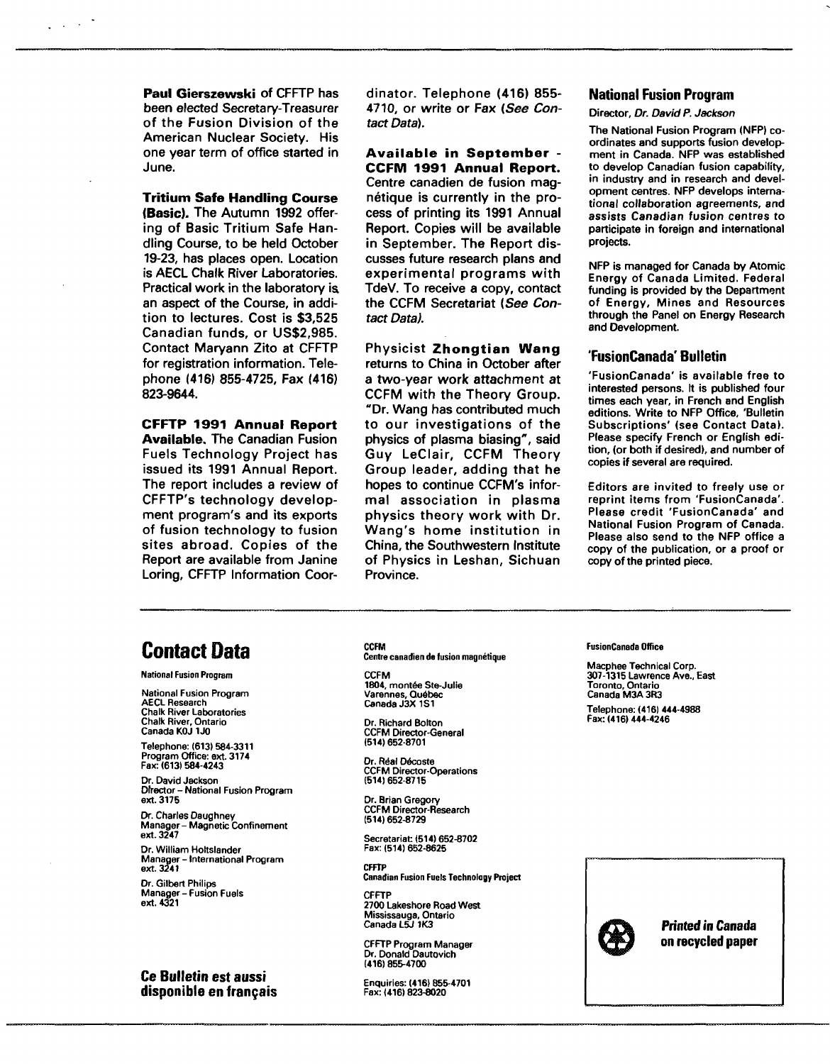**Paul Gierszewski** of CFFTP has been elected Secretary-Treasurer of the Fusion Division of the American Nuclear Society. His one year term of office started in June.

**Tritium Safe Handling Course (Basic).** The Autumn 1992 offering of Basic Tritium Safe Handling Course, to be held October 19-23, has places open. Location is AECL Chalk River Laboratories. Practical work in the laboratory is an aspect of the Course, in addition to lectures. Cost is $3,525 Canadian funds, or US$2,985. Contact Maryann Zito at CFFTP for registration information. Telephone (416) 855-4725, Fax (416) 823-9644.

**CFFTP 1991 Annual Report Available.** The Canadian Fusion Fuels Technology Project has issued its 1991 Annual Report. The report includes a review of CFFTP's technology development program's and its exports of fusion technology to fusion sites abroad. Copies of the Report are available from Janine Loring, CFFTP Information Coordinator. Telephone (416) 855-4710, or write or Fax (*See Contact Data*).

**Available in September - CCFM 1991 Annual Report.** Centre canadien de fusion magnétique is currently in the process of printing its 1991 Annual Report. Copies will be available in September. The Report discusses future research plans and experimental programs with TdeV. To receive a copy, contact the CCFM Secretariat (*See Contact Data*).

Physicist **Zhongtian Wang** returns to China in October after a two-year work attachment at CCFM with the Theory Group. "Dr. Wang has contributed much to our investigations of the physics of plasma biasing", said Guy LeClair, CCFM Theory Group leader, adding that he hopes to continue CCFM's informal association in plasma physics theory work with Dr. Wang's home institution in China, the Southwestern Institute of Physics in Leshan, Sichuan Province.

## National Fusion Program

Director, *Dr. David P. Jackson*

The National Fusion Program (NFP) coordinates and supports fusion development in Canada. NFP was established to develop Canadian fusion capability, in industry and in research and development centres. NFP develops international collaboration agreements, and assists Canadian fusion centres to participate in foreign and international projects.

NFP is managed for Canada by Atomic Energy of Canada Limited. Federal funding is provided by the Department of Energy, Mines and Resources through the Panel on Energy Research and Development.

## 'FusionCanada' Bulletin

'FusionCanada' is available free to interested persons. It is published four times each year, in French and English editions. Write to NFP Office, 'Bulletin Subscriptions' (see Contact Data). Please specify French or English edition, (or both if desired), and number of copies if several are required.

Editors are invited to freely use or reprint items from 'FusionCanada'. Please credit 'FusionCanada' and National Fusion Program of Canada. Please also send to the NFP office a copy of the publication, or a proof or copy of the printed piece.

# Contact Data

**National Fusion Program**

National Fusion Program
AECL Research
Chalk River Laboratories
Chalk River, Ontario
Canada K0J 1J0

Telephone: (613) 584-3311
Program Office: ext. 3174
Fax: (613) 584-4243

Dr. David Jackson
Director – National Fusion Program
ext. 3175

Dr. Charles Daughney
Manager – Magnetic Confinement
ext. 3247

Dr. William Holtslander
Manager – International Program
ext. 3241

Dr. Gilbert Philips
Manager – Fusion Fuels
ext. 4321

**Ce Bulletin est aussi disponible en français**

**CCFM**
**Centre canadien de fusion magnétique**

CCFM
1804, montée Ste-Julie
Varennes, Québec
Canada J3X 1S1

Dr. Richard Bolton
CCFM Director-General
(514) 652-8701

Dr. Réal Décoste
CCFM Director-Operations
(514) 652-8715

Dr. Brian Gregory
CCFM Director-Research
(514) 652-8729

Secretariat: (514) 652-8702
Fax: (514) 652-8625

**CFFTP**
**Canadian Fusion Fuels Technology Project**

CFFTP
2700 Lakeshore Road West
Mississauga, Ontario
Canada L5J 1K3

CFFTP Program Manager
Dr. Donald Dautovich
(416) 855-4700

Enquiries: (416) 855-4701
Fax: (416) 823-8020

**FusionCanada Office**

Macphee Technical Corp.
307-1315 Lawrence Ave., East
Toronto, Ontario
Canada M3A 3R3

Telephone: (416) 444-4988
Fax: (416) 444-4246

***Printed in Canada on recycled paper***